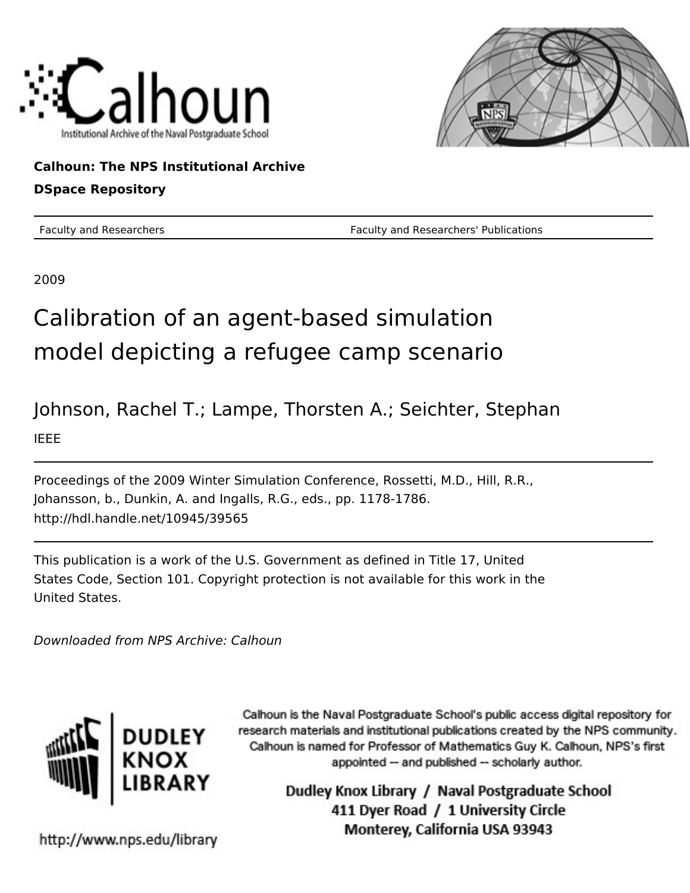Calhoun: The NPS Institutional Archive

DSpace Repository

| Faculty and Researchers | Faculty and Researchers' Publications |
|---|---|

2009

# Calibration of an agent-based simulation model depicting a refugee camp scenario

Johnson, Rachel T.; Lampe, Thorsten A.; Seichter, Stephan

IEEE

---

Proceedings of the 2009 Winter Simulation Conference, Rossetti, M.D., Hill, R.R., Johansson, b., Dunkin, A. and Ingalls, R.G., eds., pp. 1178-1786.
http://hdl.handle.net/10945/39565

---

This publication is a work of the U.S. Government as defined in Title 17, United States Code, Section 101. Copyright protection is not available for this work in the United States.

*Downloaded from NPS Archive: Calhoun*

Calhoun is the Naval Postgraduate School's public access digital repository for research materials and institutional publications created by the NPS community. Calhoun is named for Professor of Mathematics Guy K. Calhoun, NPS's first appointed -- and published -- scholarly author.

Dudley Knox Library / Naval Postgraduate School
411 Dyer Road / 1 University Circle
Monterey, California USA 93943

http://www.nps.edu/library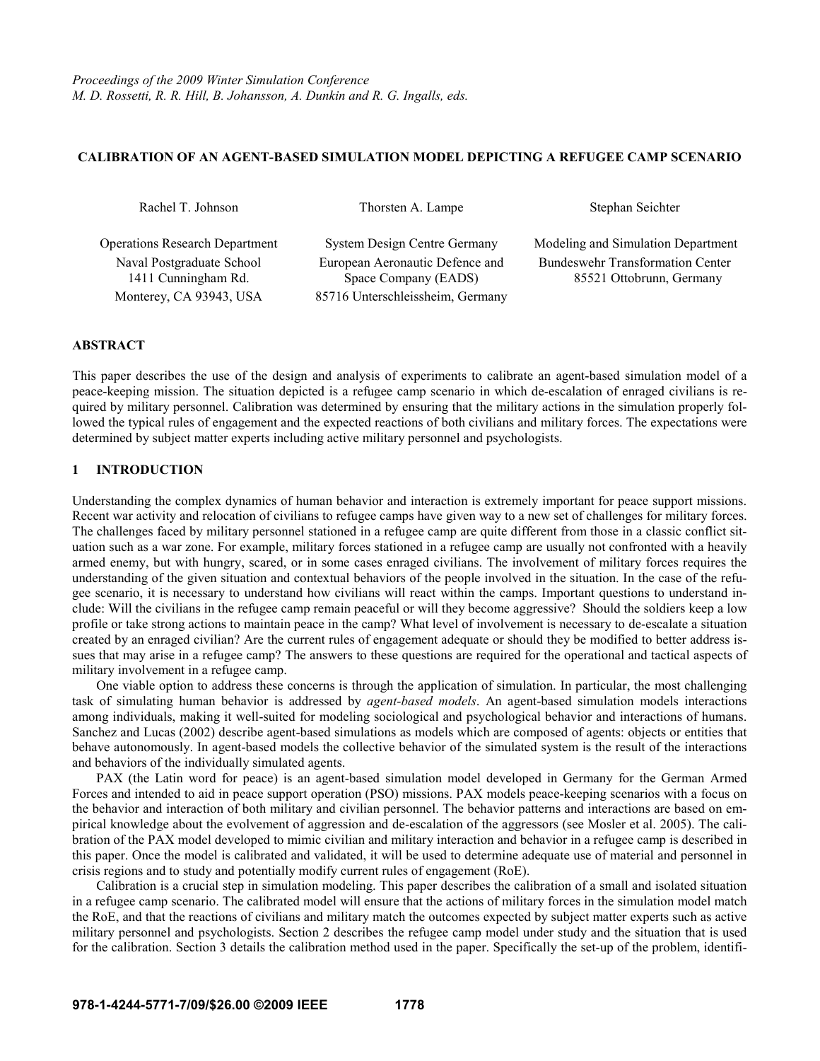*Proceedings of the 2009 Winter Simulation Conference*
*M. D. Rossetti, R. R. Hill, B. Johansson, A. Dunkin and R. G. Ingalls, eds.*

# CALIBRATION OF AN AGENT-BASED SIMULATION MODEL DEPICTING A REFUGEE CAMP SCENARIO

Rachel T. Johnson

Operations Research Department
Naval Postgraduate School
1411 Cunningham Rd.
Monterey, CA 93943, USA

Thorsten A. Lampe

System Design Centre Germany
European Aeronautic Defence and Space Company (EADS)
85716 Unterschleissheim, Germany

Stephan Seichter

Modeling and Simulation Department
Bundeswehr Transformation Center
85521 Ottobrunn, Germany

## ABSTRACT

This paper describes the use of the design and analysis of experiments to calibrate an agent-based simulation model of a peace-keeping mission. The situation depicted is a refugee camp scenario in which de-escalation of enraged civilians is required by military personnel. Calibration was determined by ensuring that the military actions in the simulation properly followed the typical rules of engagement and the expected reactions of both civilians and military forces. The expectations were determined by subject matter experts including active military personnel and psychologists.

## 1 INTRODUCTION

Understanding the complex dynamics of human behavior and interaction is extremely important for peace support missions. Recent war activity and relocation of civilians to refugee camps have given way to a new set of challenges for military forces. The challenges faced by military personnel stationed in a refugee camp are quite different from those in a classic conflict situation such as a war zone. For example, military forces stationed in a refugee camp are usually not confronted with a heavily armed enemy, but with hungry, scared, or in some cases enraged civilians. The involvement of military forces requires the understanding of the given situation and contextual behaviors of the people involved in the situation. In the case of the refugee scenario, it is necessary to understand how civilians will react within the camps. Important questions to understand include: Will the civilians in the refugee camp remain peaceful or will they become aggressive? Should the soldiers keep a low profile or take strong actions to maintain peace in the camp? What level of involvement is necessary to de-escalate a situation created by an enraged civilian? Are the current rules of engagement adequate or should they be modified to better address issues that may arise in a refugee camp? The answers to these questions are required for the operational and tactical aspects of military involvement in a refugee camp.

One viable option to address these concerns is through the application of simulation. In particular, the most challenging task of simulating human behavior is addressed by *agent-based models*. An agent-based simulation models interactions among individuals, making it well-suited for modeling sociological and psychological behavior and interactions of humans. Sanchez and Lucas (2002) describe agent-based simulations as models which are composed of agents: objects or entities that behave autonomously. In agent-based models the collective behavior of the simulated system is the result of the interactions and behaviors of the individually simulated agents.

PAX (the Latin word for peace) is an agent-based simulation model developed in Germany for the German Armed Forces and intended to aid in peace support operation (PSO) missions. PAX models peace-keeping scenarios with a focus on the behavior and interaction of both military and civilian personnel. The behavior patterns and interactions are based on empirical knowledge about the evolvement of aggression and de-escalation of the aggressors (see Mosler et al. 2005). The calibration of the PAX model developed to mimic civilian and military interaction and behavior in a refugee camp is described in this paper. Once the model is calibrated and validated, it will be used to determine adequate use of material and personnel in crisis regions and to study and potentially modify current rules of engagement (RoE).

Calibration is a crucial step in simulation modeling. This paper describes the calibration of a small and isolated situation in a refugee camp scenario. The calibrated model will ensure that the actions of military forces in the simulation model match the RoE, and that the reactions of civilians and military match the outcomes expected by subject matter experts such as active military personnel and psychologists. Section 2 describes the refugee camp model under study and the situation that is used for the calibration. Section 3 details the calibration method used in the paper. Specifically the set-up of the problem, identifi-

978-1-4244-5771-7/09/$26.00 ©2009 IEEE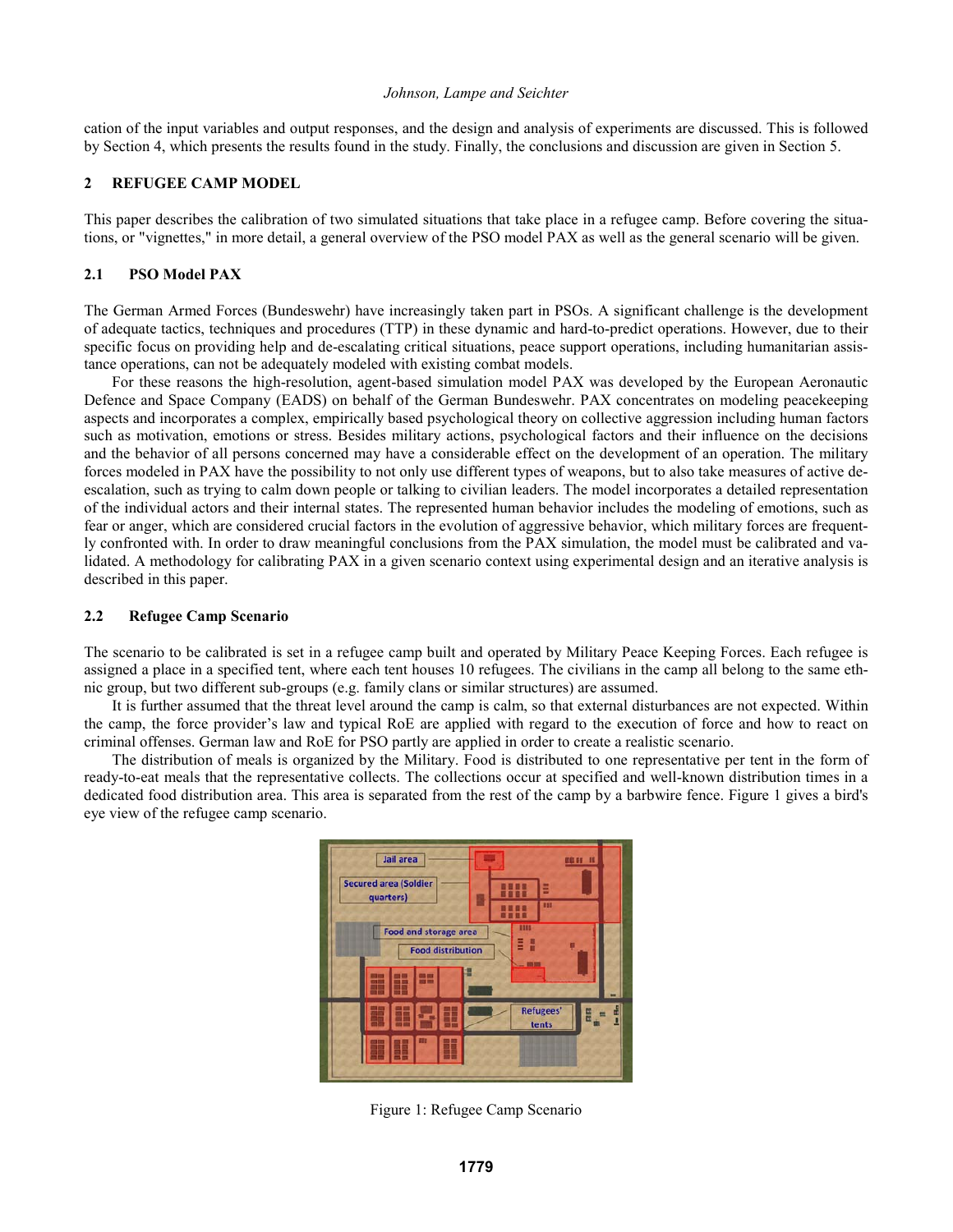cation of the input variables and output responses, and the design and analysis of experiments are discussed. This is followed by Section 4, which presents the results found in the study. Finally, the conclusions and discussion are given in Section 5.

## 2 REFUGEE CAMP MODEL

This paper describes the calibration of two simulated situations that take place in a refugee camp. Before covering the situations, or "vignettes," in more detail, a general overview of the PSO model PAX as well as the general scenario will be given.

### 2.1 PSO Model PAX

The German Armed Forces (Bundeswehr) have increasingly taken part in PSOs. A significant challenge is the development of adequate tactics, techniques and procedures (TTP) in these dynamic and hard-to-predict operations. However, due to their specific focus on providing help and de-escalating critical situations, peace support operations, including humanitarian assistance operations, can not be adequately modeled with existing combat models.

For these reasons the high-resolution, agent-based simulation model PAX was developed by the European Aeronautic Defence and Space Company (EADS) on behalf of the German Bundeswehr. PAX concentrates on modeling peacekeeping aspects and incorporates a complex, empirically based psychological theory on collective aggression including human factors such as motivation, emotions or stress. Besides military actions, psychological factors and their influence on the decisions and the behavior of all persons concerned may have a considerable effect on the development of an operation. The military forces modeled in PAX have the possibility to not only use different types of weapons, but to also take measures of active de-escalation, such as trying to calm down people or talking to civilian leaders. The model incorporates a detailed representation of the individual actors and their internal states. The represented human behavior includes the modeling of emotions, such as fear or anger, which are considered crucial factors in the evolution of aggressive behavior, which military forces are frequently confronted with. In order to draw meaningful conclusions from the PAX simulation, the model must be calibrated and validated. A methodology for calibrating PAX in a given scenario context using experimental design and an iterative analysis is described in this paper.

### 2.2 Refugee Camp Scenario

The scenario to be calibrated is set in a refugee camp built and operated by Military Peace Keeping Forces. Each refugee is assigned a place in a specified tent, where each tent houses 10 refugees. The civilians in the camp all belong to the same ethnic group, but two different sub-groups (e.g. family clans or similar structures) are assumed.

It is further assumed that the threat level around the camp is calm, so that external disturbances are not expected. Within the camp, the force provider's law and typical RoE are applied with regard to the execution of force and how to react on criminal offenses. German law and RoE for PSO partly are applied in order to create a realistic scenario.

The distribution of meals is organized by the Military. Food is distributed to one representative per tent in the form of ready-to-eat meals that the representative collects. The collections occur at specified and well-known distribution times in a dedicated food distribution area. This area is separated from the rest of the camp by a barbwire fence. Figure 1 gives a bird's eye view of the refugee camp scenario.

Figure 1: Refugee Camp Scenario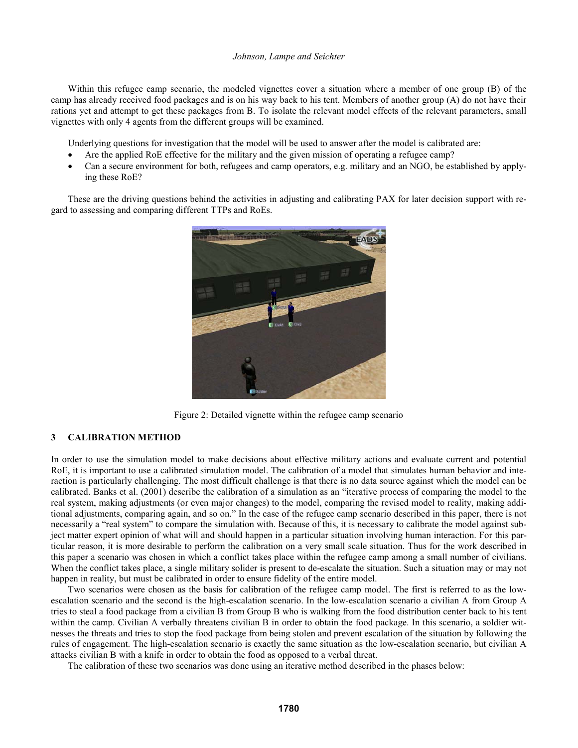Within this refugee camp scenario, the modeled vignettes cover a situation where a member of one group (B) of the camp has already received food packages and is on his way back to his tent. Members of another group (A) do not have their rations yet and attempt to get these packages from B. To isolate the relevant model effects of the relevant parameters, small vignettes with only 4 agents from the different groups will be examined.

Underlying questions for investigation that the model will be used to answer after the model is calibrated are:

- Are the applied RoE effective for the military and the given mission of operating a refugee camp?
- Can a secure environment for both, refugees and camp operators, e.g. military and an NGO, be established by applying these RoE?

These are the driving questions behind the activities in adjusting and calibrating PAX for later decision support with regard to assessing and comparing different TTPs and RoEs.

Figure 2: Detailed vignette within the refugee camp scenario

## 3 CALIBRATION METHOD

In order to use the simulation model to make decisions about effective military actions and evaluate current and potential RoE, it is important to use a calibrated simulation model. The calibration of a model that simulates human behavior and interaction is particularly challenging. The most difficult challenge is that there is no data source against which the model can be calibrated. Banks et al. (2001) describe the calibration of a simulation as an "iterative process of comparing the model to the real system, making adjustments (or even major changes) to the model, comparing the revised model to reality, making additional adjustments, comparing again, and so on." In the case of the refugee camp scenario described in this paper, there is not necessarily a "real system" to compare the simulation with. Because of this, it is necessary to calibrate the model against subject matter expert opinion of what will and should happen in a particular situation involving human interaction. For this particular reason, it is more desirable to perform the calibration on a very small scale situation. Thus for the work described in this paper a scenario was chosen in which a conflict takes place within the refugee camp among a small number of civilians. When the conflict takes place, a single military solider is present to de-escalate the situation. Such a situation may or may not happen in reality, but must be calibrated in order to ensure fidelity of the entire model.

Two scenarios were chosen as the basis for calibration of the refugee camp model. The first is referred to as the low-escalation scenario and the second is the high-escalation scenario. In the low-escalation scenario a civilian A from Group A tries to steal a food package from a civilian B from Group B who is walking from the food distribution center back to his tent within the camp. Civilian A verbally threatens civilian B in order to obtain the food package. In this scenario, a soldier witnesses the threats and tries to stop the food package from being stolen and prevent escalation of the situation by following the rules of engagement. The high-escalation scenario is exactly the same situation as the low-escalation scenario, but civilian A attacks civilian B with a knife in order to obtain the food as opposed to a verbal threat.

The calibration of these two scenarios was done using an iterative method described in the phases below: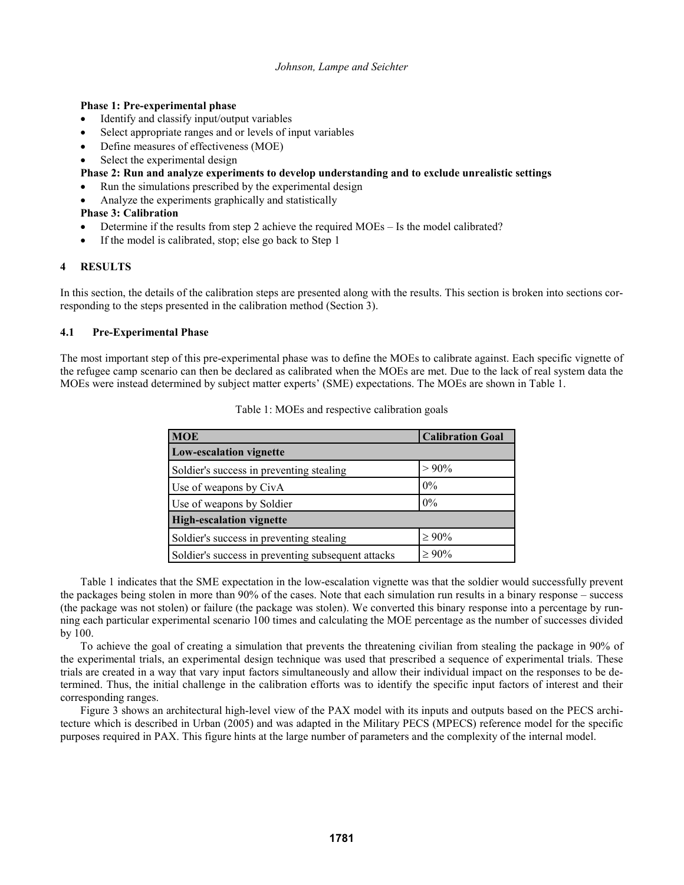**Phase 1: Pre-experimental phase**

- Identify and classify input/output variables
- Select appropriate ranges and or levels of input variables
- Define measures of effectiveness (MOE)
- Select the experimental design

**Phase 2: Run and analyze experiments to develop understanding and to exclude unrealistic settings**

- Run the simulations prescribed by the experimental design
- Analyze the experiments graphically and statistically

**Phase 3: Calibration**

- Determine if the results from step 2 achieve the required MOEs – Is the model calibrated?
- If the model is calibrated, stop; else go back to Step 1

## 4 RESULTS

In this section, the details of the calibration steps are presented along with the results. This section is broken into sections corresponding to the steps presented in the calibration method (Section 3).

### 4.1 Pre-Experimental Phase

The most important step of this pre-experimental phase was to define the MOEs to calibrate against. Each specific vignette of the refugee camp scenario can then be declared as calibrated when the MOEs are met. Due to the lack of real system data the MOEs were instead determined by subject matter experts' (SME) expectations. The MOEs are shown in Table 1.

Table 1: MOEs and respective calibration goals

| MOE | Calibration Goal |
|---|---|
| **Low-escalation vignette** | |
| Soldier's success in preventing stealing | > 90% |
| Use of weapons by CivA | 0% |
| Use of weapons by Soldier | 0% |
| **High-escalation vignette** | |
| Soldier's success in preventing stealing | ≥ 90% |
| Soldier's success in preventing subsequent attacks | ≥ 90% |

Table 1 indicates that the SME expectation in the low-escalation vignette was that the soldier would successfully prevent the packages being stolen in more than 90% of the cases. Note that each simulation run results in a binary response – success (the package was not stolen) or failure (the package was stolen). We converted this binary response into a percentage by running each particular experimental scenario 100 times and calculating the MOE percentage as the number of successes divided by 100.

To achieve the goal of creating a simulation that prevents the threatening civilian from stealing the package in 90% of the experimental trials, an experimental design technique was used that prescribed a sequence of experimental trials. These trials are created in a way that vary input factors simultaneously and allow their individual impact on the responses to be determined. Thus, the initial challenge in the calibration efforts was to identify the specific input factors of interest and their corresponding ranges.

Figure 3 shows an architectural high-level view of the PAX model with its inputs and outputs based on the PECS architecture which is described in Urban (2005) and was adapted in the Military PECS (MPECS) reference model for the specific purposes required in PAX. This figure hints at the large number of parameters and the complexity of the internal model.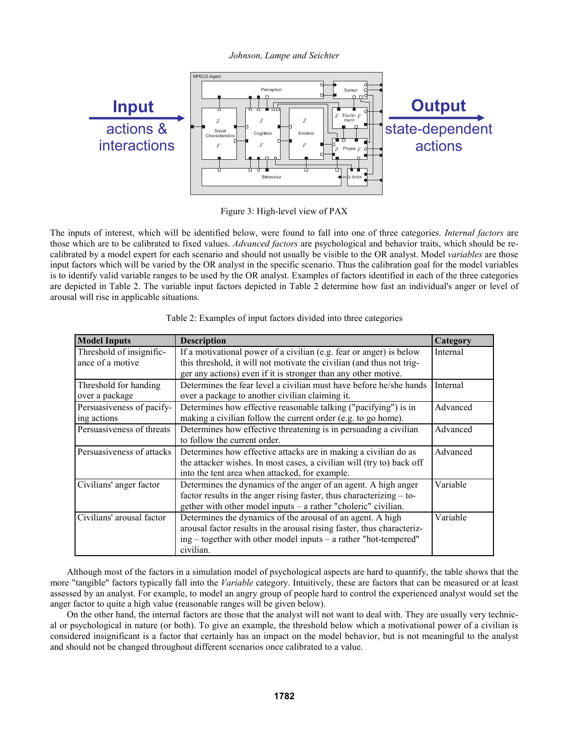Figure 3: High-level view of PAX

The inputs of interest, which will be identified below, were found to fall into one of three categories. *Internal factors* are those which are to be calibrated to fixed values. *Advanced factors* are psychological and behavior traits, which should be re-calibrated by a model expert for each scenario and should not usually be visible to the OR analyst. Model *variables* are those input factors which will be varied by the OR analyst in the specific scenario. Thus the calibration goal for the model variables is to identify valid variable ranges to be used by the OR analyst. Examples of factors identified in each of the three categories are depicted in Table 2. The variable input factors depicted in Table 2 determine how fast an individual's anger or level of arousal will rise in applicable situations.

Table 2: Examples of input factors divided into three categories

| Model Inputs | Description | Category |
|---|---|---|
| Threshold of insignificance of a motive | If a motivational power of a civilian (e.g. fear or anger) is below this threshold, it will not motivate the civilian (and thus not trigger any actions) even if it is stronger than any other motive. | Internal |
| Threshold for handing over a package | Determines the fear level a civilian must have before he/she hands over a package to another civilian claiming it. | Internal |
| Persuasiveness of pacifying actions | Determines how effective reasonable talking ("pacifying") is in making a civilian follow the current order (e.g. to go home). | Advanced |
| Persuasiveness of threats | Determines how effective threatening is in persuading a civilian to follow the current order. | Advanced |
| Persuasiveness of attacks | Determines how effective attacks are in making a civilian do as the attacker wishes. In most cases, a civilian will (try to) back off into the tent area when attacked, for example. | Advanced |
| Civilians' anger factor | Determines the dynamics of the anger of an agent. A high anger factor results in the anger rising faster, thus characterizing – together with other model inputs – a rather "choleric" civilian. | Variable |
| Civilians' arousal factor | Determines the dynamics of the arousal of an agent. A high arousal factor results in the arousal rising faster, thus characterizing – together with other model inputs – a rather "hot-tempered" civilian. | Variable |

Although most of the factors in a simulation model of psychological aspects are hard to quantify, the table shows that the more "tangible" factors typically fall into the *Variable* category. Intuitively, these are factors that can be measured or at least assessed by an analyst. For example, to model an angry group of people hard to control the experienced analyst would set the anger factor to quite a high value (reasonable ranges will be given below).

On the other hand, the internal factors are those that the analyst will not want to deal with. They are usually very technical or psychological in nature (or both). To give an example, the threshold below which a motivational power of a civilian is considered insignificant is a factor that certainly has an impact on the model behavior, but is not meaningful to the analyst and should not be changed throughout different scenarios once calibrated to a value.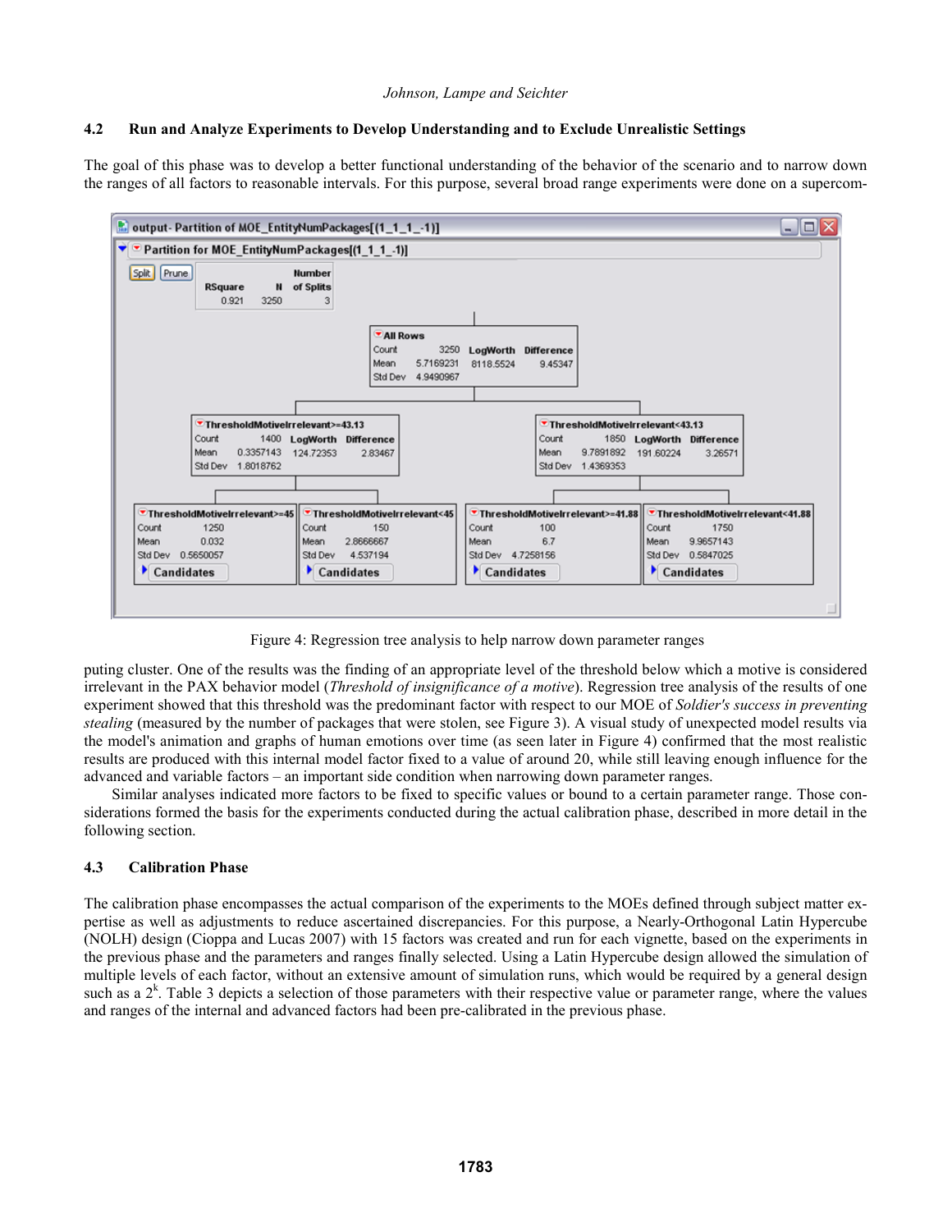### 4.2 Run and Analyze Experiments to Develop Understanding and to Exclude Unrealistic Settings

The goal of this phase was to develop a better functional understanding of the behavior of the scenario and to narrow down the ranges of all factors to reasonable intervals. For this purpose, several broad range experiments were done on a supercomputing cluster. One of the results was the finding of an appropriate level of the threshold below which a motive is considered irrelevant in the PAX behavior model (*Threshold of insignificance of a motive*). Regression tree analysis of the results of one experiment showed that this threshold was the predominant factor with respect to our MOE of *Soldier's success in preventing stealing* (measured by the number of packages that were stolen, see Figure 3). A visual study of unexpected model results via the model's animation and graphs of human emotions over time (as seen later in Figure 4) confirmed that the most realistic results are produced with this internal model factor fixed to a value of around 20, while still leaving enough influence for the advanced and variable factors – an important side condition when narrowing down parameter ranges.

Figure 4: Regression tree analysis to help narrow down parameter ranges

Similar analyses indicated more factors to be fixed to specific values or bound to a certain parameter range. Those considerations formed the basis for the experiments conducted during the actual calibration phase, described in more detail in the following section.

### 4.3 Calibration Phase

The calibration phase encompasses the actual comparison of the experiments to the MOEs defined through subject matter expertise as well as adjustments to reduce ascertained discrepancies. For this purpose, a Nearly-Orthogonal Latin Hypercube (NOLH) design (Cioppa and Lucas 2007) with 15 factors was created and run for each vignette, based on the experiments in the previous phase and the parameters and ranges finally selected. Using a Latin Hypercube design allowed the simulation of multiple levels of each factor, without an extensive amount of simulation runs, which would be required by a general design such as a $2^k$. Table 3 depicts a selection of those parameters with their respective value or parameter range, where the values and ranges of the internal and advanced factors had been pre-calibrated in the previous phase.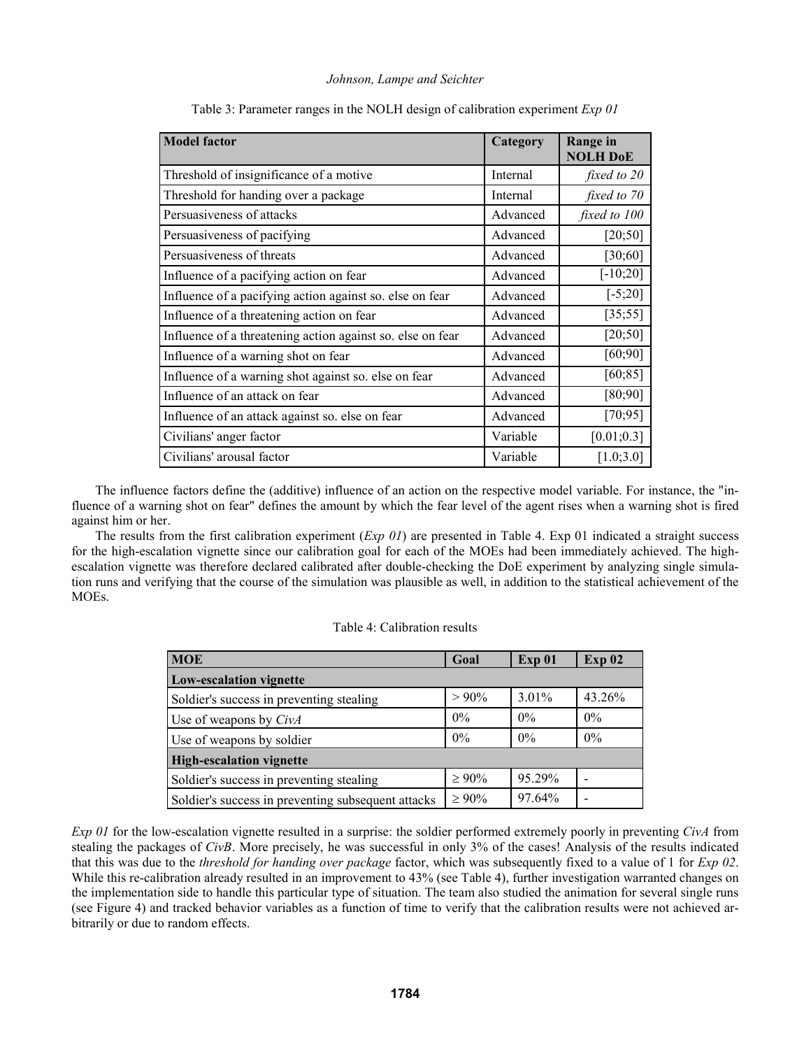Table 3: Parameter ranges in the NOLH design of calibration experiment *Exp 01*

| Model factor | Category | Range in NOLH DoE |
|---|---|---|
| Threshold of insignificance of a motive | Internal | *fixed to 20* |
| Threshold for handing over a package | Internal | *fixed to 70* |
| Persuasiveness of attacks | Advanced | *fixed to 100* |
| Persuasiveness of pacifying | Advanced | [20;50] |
| Persuasiveness of threats | Advanced | [30;60] |
| Influence of a pacifying action on fear | Advanced | [-10;20] |
| Influence of a pacifying action against so. else on fear | Advanced | [-5;20] |
| Influence of a threatening action on fear | Advanced | [35;55] |
| Influence of a threatening action against so. else on fear | Advanced | [20;50] |
| Influence of a warning shot on fear | Advanced | [60;90] |
| Influence of a warning shot against so. else on fear | Advanced | [60;85] |
| Influence of an attack on fear | Advanced | [80;90] |
| Influence of an attack against so. else on fear | Advanced | [70;95] |
| Civilians' anger factor | Variable | [0.01;0.3] |
| Civilians' arousal factor | Variable | [1.0;3.0] |

The influence factors define the (additive) influence of an action on the respective model variable. For instance, the "influence of a warning shot on fear" defines the amount by which the fear level of the agent rises when a warning shot is fired against him or her.

The results from the first calibration experiment (*Exp 01*) are presented in Table 4. Exp 01 indicated a straight success for the high-escalation vignette since our calibration goal for each of the MOEs had been immediately achieved. The high-escalation vignette was therefore declared calibrated after double-checking the DoE experiment by analyzing single simulation runs and verifying that the course of the simulation was plausible as well, in addition to the statistical achievement of the MOEs.

Table 4: Calibration results

| MOE | Goal | Exp 01 | Exp 02 |
|---|---|---|---|
| **Low-escalation vignette** | | | |
| Soldier's success in preventing stealing | > 90% | 3.01% | 43.26% |
| Use of weapons by *CivA* | 0% | 0% | 0% |
| Use of weapons by soldier | 0% | 0% | 0% |
| **High-escalation vignette** | | | |
| Soldier's success in preventing stealing | ≥ 90% | 95.29% | - |
| Soldier's success in preventing subsequent attacks | ≥ 90% | 97.64% | - |

*Exp 01* for the low-escalation vignette resulted in a surprise: the soldier performed extremely poorly in preventing *CivA* from stealing the packages of *CivB*. More precisely, he was successful in only 3% of the cases! Analysis of the results indicated that this was due to the *threshold for handing over package* factor, which was subsequently fixed to a value of 1 for *Exp 02*. While this re-calibration already resulted in an improvement to 43% (see Table 4), further investigation warranted changes on the implementation side to handle this particular type of situation. The team also studied the animation for several single runs (see Figure 4) and tracked behavior variables as a function of time to verify that the calibration results were not achieved arbitrarily or due to random effects.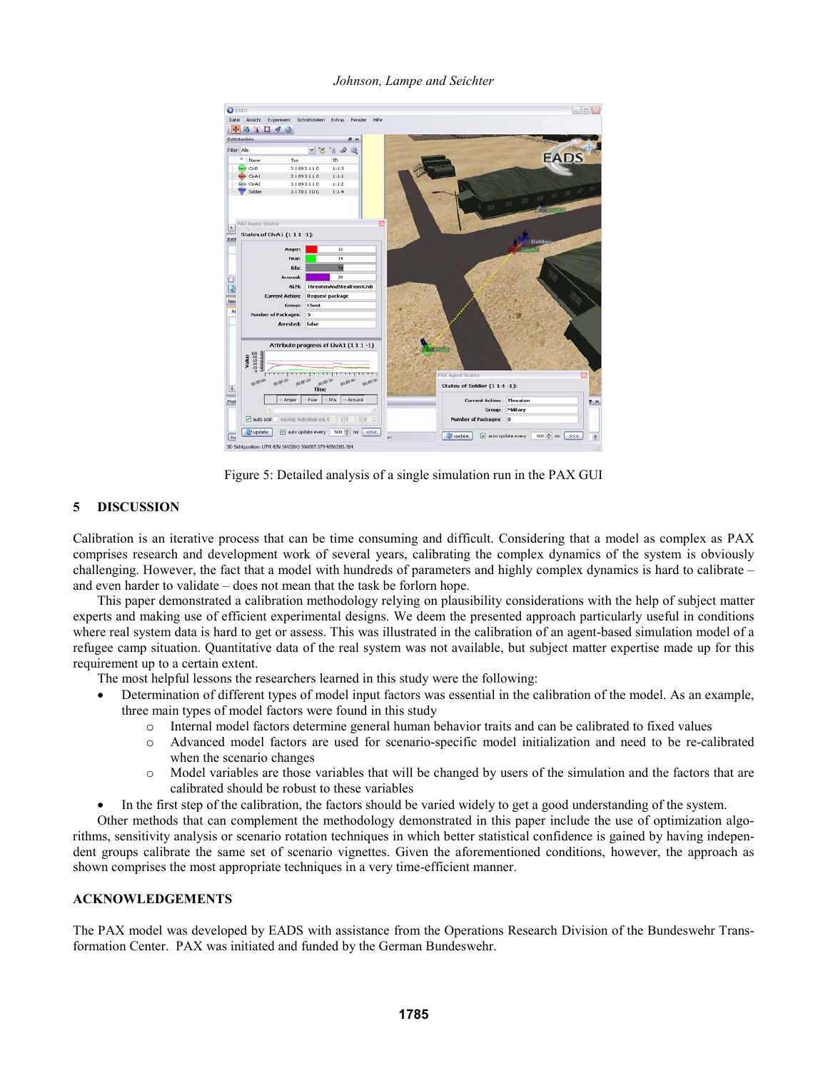Figure 5: Detailed analysis of a single simulation run in the PAX GUI

## 5 DISCUSSION

Calibration is an iterative process that can be time consuming and difficult. Considering that a model as complex as PAX comprises research and development work of several years, calibrating the complex dynamics of the system is obviously challenging. However, the fact that a model with hundreds of parameters and highly complex dynamics is hard to calibrate – and even harder to validate – does not mean that the task be forlorn hope.

This paper demonstrated a calibration methodology relying on plausibility considerations with the help of subject matter experts and making use of efficient experimental designs. We deem the presented approach particularly useful in conditions where real system data is hard to get or assess. This was illustrated in the calibration of an agent-based simulation model of a refugee camp situation. Quantitative data of the real system was not available, but subject matter expertise made up for this requirement up to a certain extent.

The most helpful lessons the researchers learned in this study were the following:

- Determination of different types of model input factors was essential in the calibration of the model. As an example, three main types of model factors were found in this study
  - Internal model factors determine general human behavior traits and can be calibrated to fixed values
  - Advanced model factors are used for scenario-specific model initialization and need to be re-calibrated when the scenario changes
  - Model variables are those variables that will be changed by users of the simulation and the factors that are calibrated should be robust to these variables
- In the first step of the calibration, the factors should be varied widely to get a good understanding of the system.

Other methods that can complement the methodology demonstrated in this paper include the use of optimization algorithms, sensitivity analysis or scenario rotation techniques in which better statistical confidence is gained by having independent groups calibrate the same set of scenario vignettes. Given the aforementioned conditions, however, the approach as shown comprises the most appropriate techniques in a very time-efficient manner.

## ACKNOWLEDGEMENTS

The PAX model was developed by EADS with assistance from the Operations Research Division of the Bundeswehr Transformation Center. PAX was initiated and funded by the German Bundeswehr.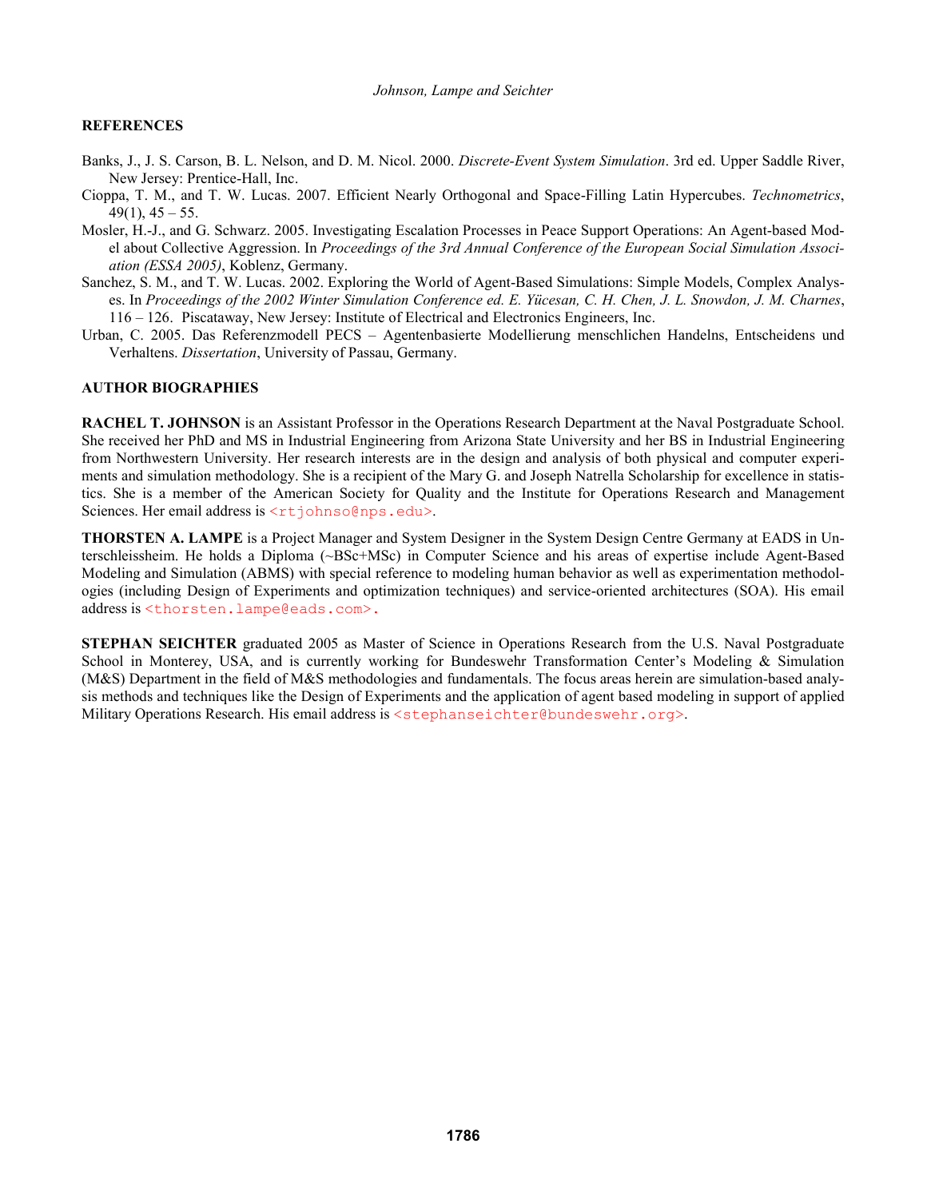## REFERENCES

Banks, J., J. S. Carson, B. L. Nelson, and D. M. Nicol. 2000. *Discrete-Event System Simulation*. 3rd ed. Upper Saddle River, New Jersey: Prentice-Hall, Inc.

Cioppa, T. M., and T. W. Lucas. 2007. Efficient Nearly Orthogonal and Space-Filling Latin Hypercubes. *Technometrics*, 49(1), 45 – 55.

Mosler, H.-J., and G. Schwarz. 2005. Investigating Escalation Processes in Peace Support Operations: An Agent-based Model about Collective Aggression. In *Proceedings of the 3rd Annual Conference of the European Social Simulation Association (ESSA 2005)*, Koblenz, Germany.

Sanchez, S. M., and T. W. Lucas. 2002. Exploring the World of Agent-Based Simulations: Simple Models, Complex Analyses. In *Proceedings of the 2002 Winter Simulation Conference ed. E. Yücesan, C. H. Chen, J. L. Snowdon, J. M. Charnes*, 116 – 126. Piscataway, New Jersey: Institute of Electrical and Electronics Engineers, Inc.

Urban, C. 2005. Das Referenzmodell PECS – Agentenbasierte Modellierung menschlichen Handelns, Entscheidens und Verhaltens. *Dissertation*, University of Passau, Germany.

## AUTHOR BIOGRAPHIES

**RACHEL T. JOHNSON** is an Assistant Professor in the Operations Research Department at the Naval Postgraduate School. She received her PhD and MS in Industrial Engineering from Arizona State University and her BS in Industrial Engineering from Northwestern University. Her research interests are in the design and analysis of both physical and computer experiments and simulation methodology. She is a recipient of the Mary G. and Joseph Natrella Scholarship for excellence in statistics. She is a member of the American Society for Quality and the Institute for Operations Research and Management Sciences. Her email address is <rtjohnso@nps.edu>.

**THORSTEN A. LAMPE** is a Project Manager and System Designer in the System Design Centre Germany at EADS in Unterschleissheim. He holds a Diploma (~BSc+MSc) in Computer Science and his areas of expertise include Agent-Based Modeling and Simulation (ABMS) with special reference to modeling human behavior as well as experimentation methodologies (including Design of Experiments and optimization techniques) and service-oriented architectures (SOA). His email address is <thorsten.lampe@eads.com>.

**STEPHAN SEICHTER** graduated 2005 as Master of Science in Operations Research from the U.S. Naval Postgraduate School in Monterey, USA, and is currently working for Bundeswehr Transformation Center's Modeling & Simulation (M&S) Department in the field of M&S methodologies and fundamentals. The focus areas herein are simulation-based analysis methods and techniques like the Design of Experiments and the application of agent based modeling in support of applied Military Operations Research. His email address is <stephanseichter@bundeswehr.org>.